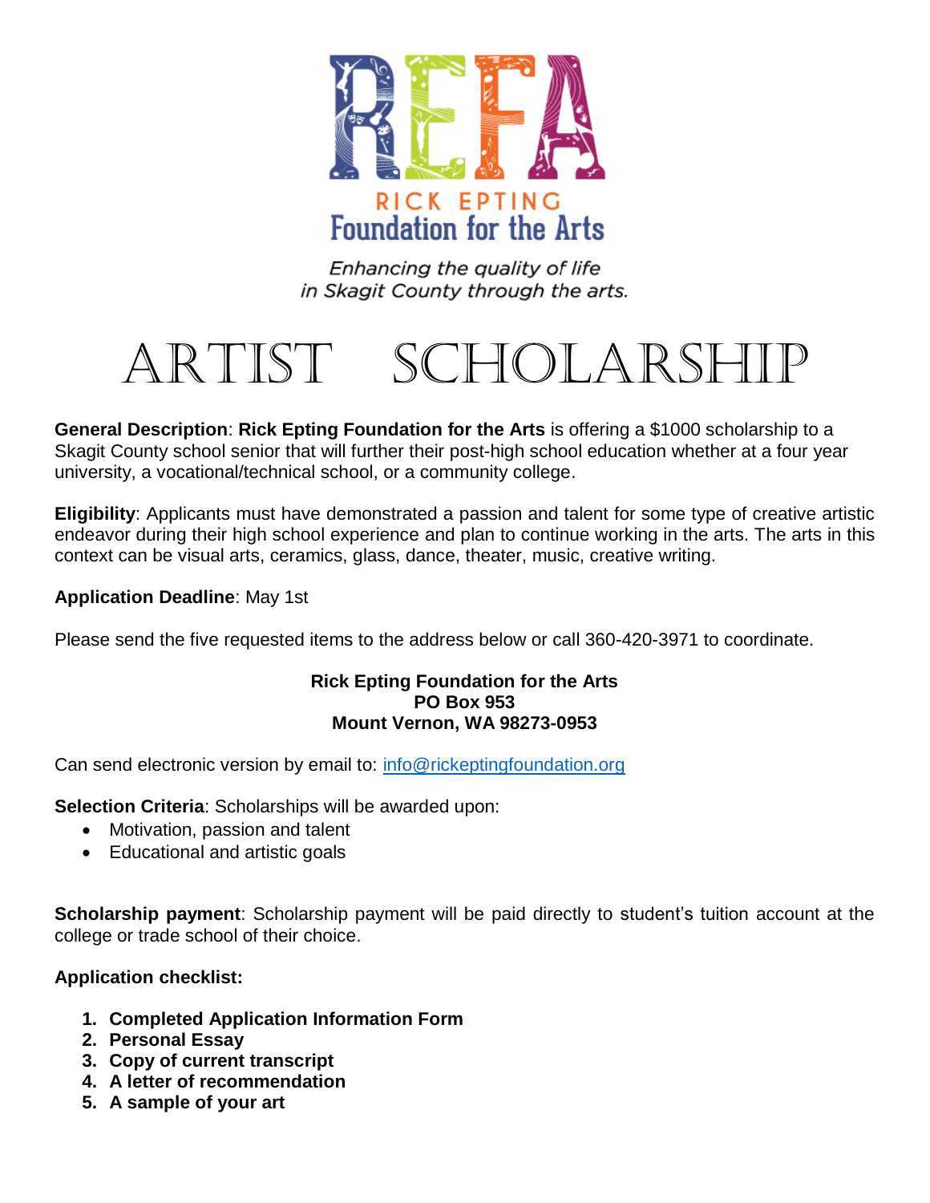# REFA

RICK EPTING
Foundation for the Arts

*Enhancing the quality of life in Skagit County through the arts.*

# ARTIST SCHOLARSHIP

**General Description**: **Rick Epting Foundation for the Arts** is offering a $1000 scholarship to a Skagit County school senior that will further their post-high school education whether at a four year university, a vocational/technical school, or a community college.

**Eligibility**: Applicants must have demonstrated a passion and talent for some type of creative artistic endeavor during their high school experience and plan to continue working in the arts. The arts in this context can be visual arts, ceramics, glass, dance, theater, music, creative writing.

**Application Deadline**: May 1st

Please send the five requested items to the address below or call 360-420-3971 to coordinate.

**Rick Epting Foundation for the Arts**
**PO Box 953**
**Mount Vernon, WA 98273-0953**

Can send electronic version by email to: info@rickeptingfoundation.org

**Selection Criteria**: Scholarships will be awarded upon:

- Motivation, passion and talent
- Educational and artistic goals

**Scholarship payment**: Scholarship payment will be paid directly to student's tuition account at the college or trade school of their choice.

**Application checklist:**

1. **Completed Application Information Form**
2. **Personal Essay**
3. **Copy of current transcript**
4. **A letter of recommendation**
5. **A sample of your art**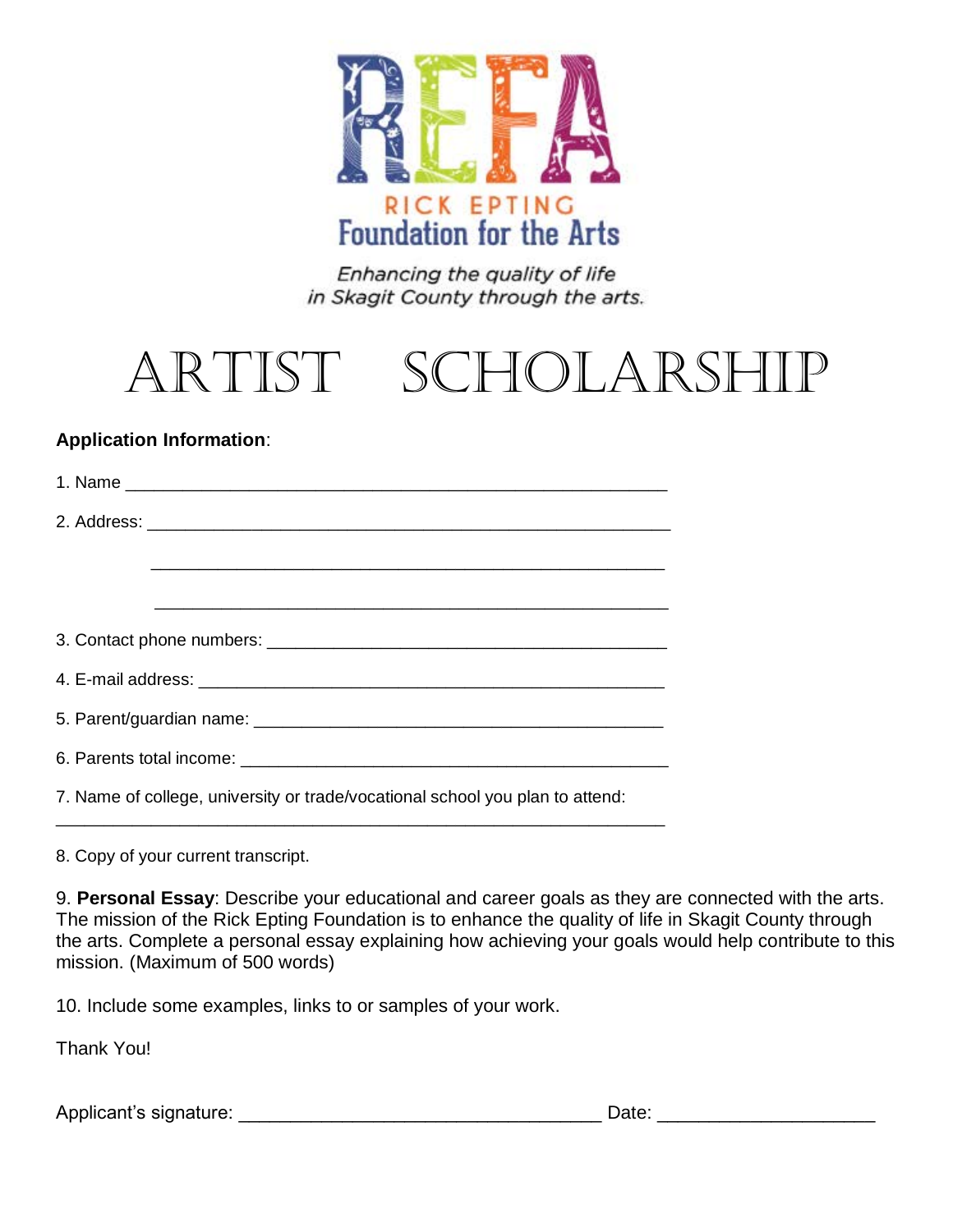REFA

RICK EPTING
Foundation for the Arts

*Enhancing the quality of life in Skagit County through the arts.*

# ARTIST SCHOLARSHIP

**Application Information**:

1. Name ___________________________________________________

2. Address: ________________________________________________

________________________________________________

________________________________________________

3. Contact phone numbers: _____________________________________

4. E-mail address: _________________________________________

5. Parent/guardian name: _____________________________________

6. Parents total income: ______________________________________

7. Name of college, university or trade/vocational school you plan to attend:

_____________________________________________________________

8. Copy of your current transcript.

9. **Personal Essay**: Describe your educational and career goals as they are connected with the arts. The mission of the Rick Epting Foundation is to enhance the quality of life in Skagit County through the arts. Complete a personal essay explaining how achieving your goals would help contribute to this mission. (Maximum of 500 words)

10. Include some examples, links to or samples of your work.

Thank You!

Applicant's signature: ______________________________ Date: __________________